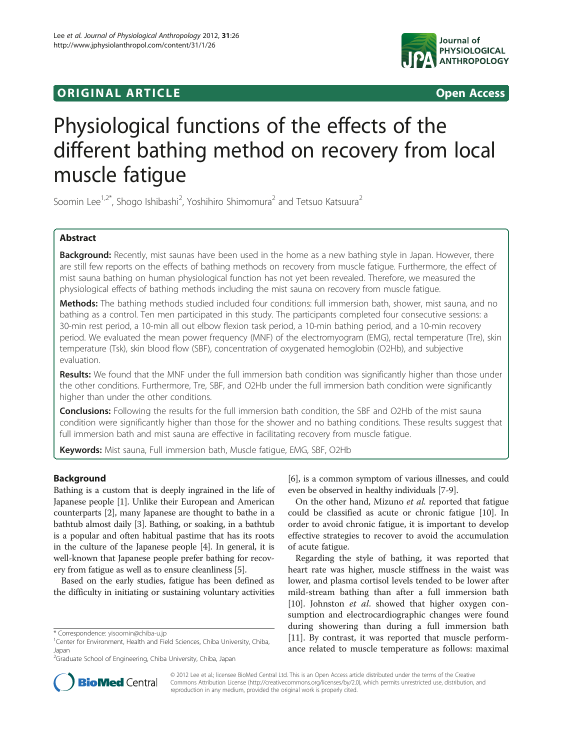**ORIGINAL ARTICLE** **Open Access**

# Physiological functions of the effects of the different bathing method on recovery from local muscle fatigue

Soomin Lee[1,2*], Shogo Ishibashi[2], Yoshihiro Shimomura[2] and Tetsuo Katsuura[2]

## Abstract

**Background:** Recently, mist saunas have been used in the home as a new bathing style in Japan. However, there are still few reports on the effects of bathing methods on recovery from muscle fatigue. Furthermore, the effect of mist sauna bathing on human physiological function has not yet been revealed. Therefore, we measured the physiological effects of bathing methods including the mist sauna on recovery from muscle fatigue.

**Methods:** The bathing methods studied included four conditions: full immersion bath, shower, mist sauna, and no bathing as a control. Ten men participated in this study. The participants completed four consecutive sessions: a 30-min rest period, a 10-min all out elbow flexion task period, a 10-min bathing period, and a 10-min recovery period. We evaluated the mean power frequency (MNF) of the electromyogram (EMG), rectal temperature (Tre), skin temperature (Tsk), skin blood flow (SBF), concentration of oxygenated hemoglobin (O2Hb), and subjective evaluation.

**Results:** We found that the MNF under the full immersion bath condition was significantly higher than those under the other conditions. Furthermore, Tre, SBF, and O2Hb under the full immersion bath condition were significantly higher than under the other conditions.

**Conclusions:** Following the results for the full immersion bath condition, the SBF and O2Hb of the mist sauna condition were significantly higher than those for the shower and no bathing conditions. These results suggest that full immersion bath and mist sauna are effective in facilitating recovery from muscle fatigue.

**Keywords:** Mist sauna, Full immersion bath, Muscle fatigue, EMG, SBF, O2Hb

## Background

Bathing is a custom that is deeply ingrained in the life of Japanese people [1]. Unlike their European and American counterparts [2], many Japanese are thought to bathe in a bathtub almost daily [3]. Bathing, or soaking, in a bathtub is a popular and often habitual pastime that has its roots in the culture of the Japanese people [4]. In general, it is well-known that Japanese people prefer bathing for recovery from fatigue as well as to ensure cleanliness [5].

Based on the early studies, fatigue has been defined as the difficulty in initiating or sustaining voluntary activities [6], is a common symptom of various illnesses, and could even be observed in healthy individuals [7-9].

On the other hand, Mizuno *et al.* reported that fatigue could be classified as acute or chronic fatigue [10]. In order to avoid chronic fatigue, it is important to develop effective strategies to recover to avoid the accumulation of acute fatigue.

Regarding the style of bathing, it was reported that heart rate was higher, muscle stiffness in the waist was lower, and plasma cortisol levels tended to be lower after mild-stream bathing than after a full immersion bath [10]. Johnston *et al.* showed that higher oxygen consumption and electrocardiographic changes were found during showering than during a full immersion bath [11]. By contrast, it was reported that muscle performance related to muscle temperature as follows: maximal

\* Correspondence: yisoomin@chiba-u.jp
[1]Center for Environment, Health and Field Sciences, Chiba University, Chiba, Japan
[2]Graduate School of Engineering, Chiba University, Chiba, Japan

© 2012 Lee et al.; licensee BioMed Central Ltd. This is an Open Access article distributed under the terms of the Creative Commons Attribution License (http://creativecommons.org/licenses/by/2.0), which permits unrestricted use, distribution, and reproduction in any medium, provided the original work is properly cited.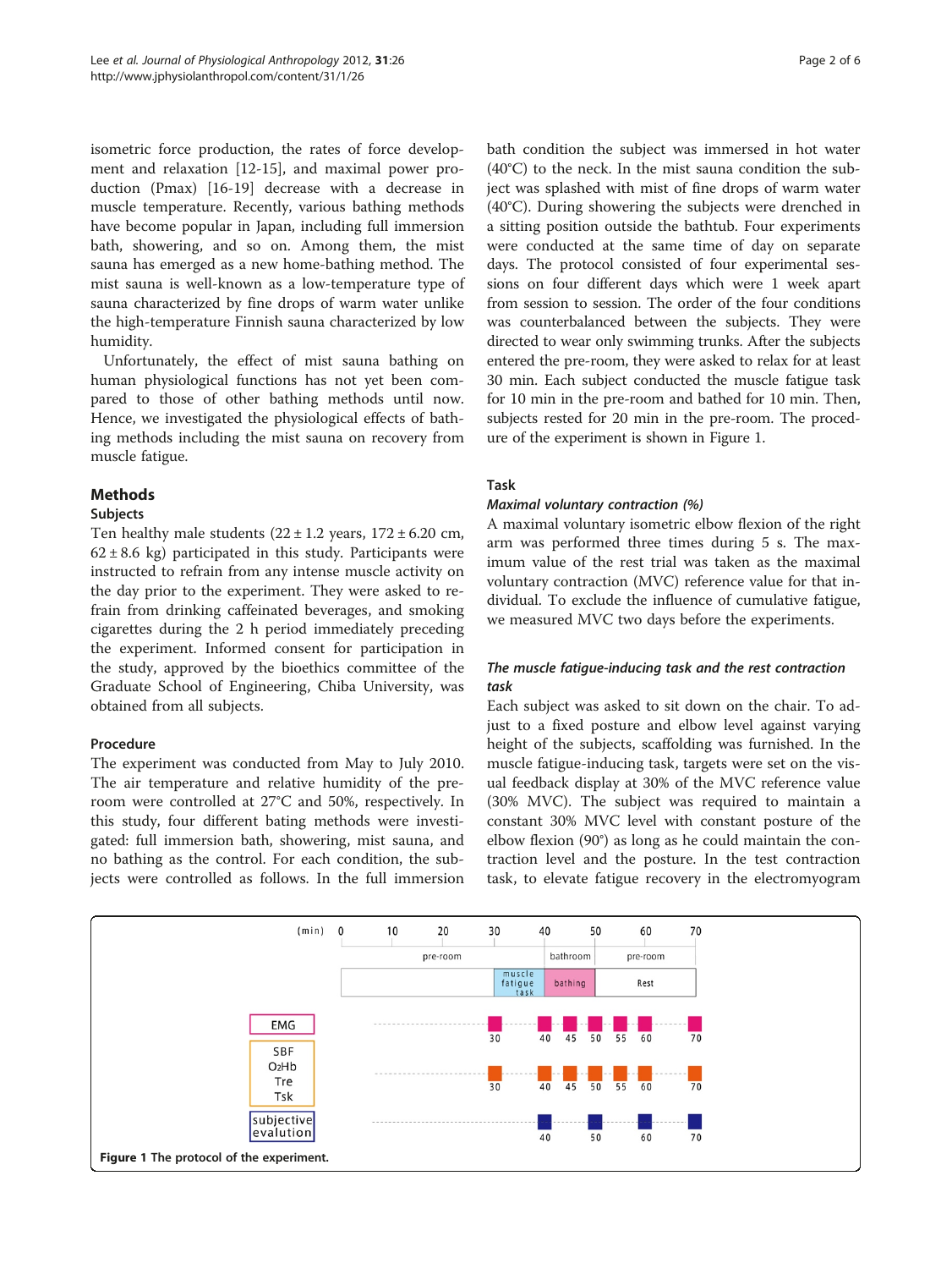isometric force production, the rates of force development and relaxation [12-15], and maximal power production (Pmax) [16-19] decrease with a decrease in muscle temperature. Recently, various bathing methods have become popular in Japan, including full immersion bath, showering, and so on. Among them, the mist sauna has emerged as a new home-bathing method. The mist sauna is well-known as a low-temperature type of sauna characterized by fine drops of warm water unlike the high-temperature Finnish sauna characterized by low humidity.

Unfortunately, the effect of mist sauna bathing on human physiological functions has not yet been compared to those of other bathing methods until now. Hence, we investigated the physiological effects of bathing methods including the mist sauna on recovery from muscle fatigue.

## Methods

### Subjects

Ten healthy male students (22 ± 1.2 years, 172 ± 6.20 cm, 62 ± 8.6 kg) participated in this study. Participants were instructed to refrain from any intense muscle activity on the day prior to the experiment. They were asked to refrain from drinking caffeinated beverages, and smoking cigarettes during the 2 h period immediately preceding the experiment. Informed consent for participation in the study, approved by the bioethics committee of the Graduate School of Engineering, Chiba University, was obtained from all subjects.

### Procedure

The experiment was conducted from May to July 2010. The air temperature and relative humidity of the pre-room were controlled at 27°C and 50%, respectively. In this study, four different bating methods were investigated: full immersion bath, showering, mist sauna, and no bathing as the control. For each condition, the subjects were controlled as follows. In the full immersion bath condition the subject was immersed in hot water (40°C) to the neck. In the mist sauna condition the subject was splashed with mist of fine drops of warm water (40°C). During showering the subjects were drenched in a sitting position outside the bathtub. Four experiments were conducted at the same time of day on separate days. The protocol consisted of four experimental sessions on four different days which were 1 week apart from session to session. The order of the four conditions was counterbalanced between the subjects. They were directed to wear only swimming trunks. After the subjects entered the pre-room, they were asked to relax for at least 30 min. Each subject conducted the muscle fatigue task for 10 min in the pre-room and bathed for 10 min. Then, subjects rested for 20 min in the pre-room. The procedure of the experiment is shown in Figure 1.

### Task

#### *Maximal voluntary contraction (%)*

A maximal voluntary isometric elbow flexion of the right arm was performed three times during 5 s. The maximum value of the rest trial was taken as the maximal voluntary contraction (MVC) reference value for that individual. To exclude the influence of cumulative fatigue, we measured MVC two days before the experiments.

#### *The muscle fatigue-inducing task and the rest contraction task*

Each subject was asked to sit down on the chair. To adjust to a fixed posture and elbow level against varying height of the subjects, scaffolding was furnished. In the muscle fatigue-inducing task, targets were set on the visual feedback display at 30% of the MVC reference value (30% MVC). The subject was required to maintain a constant 30% MVC level with constant posture of the elbow flexion (90°) as long as he could maintain the contraction level and the posture. In the test contraction task, to elevate fatigue recovery in the electromyogram

| (min) | 0 | 10 | 20 | 30 | 40 | 50 | 60 | 70 |
|---|---|---|---|---|---|---|---|---|
| | pre-room | | | | bathroom | | pre-room | |
| | | | | muscle fatigue task | bathing | | Rest | |
| EMG | | | | 30 | 40, 45 | 50, 55 | 60 | 70 |
| SBF, $O_2Hb$, Tre, Tsk | | | | 30 | 40, 45 | 50, 55 | 60 | 70 |
| subjective evalution | | | | | 40 | 50 | 60 | 70 |

**Figure 1 The protocol of the experiment.**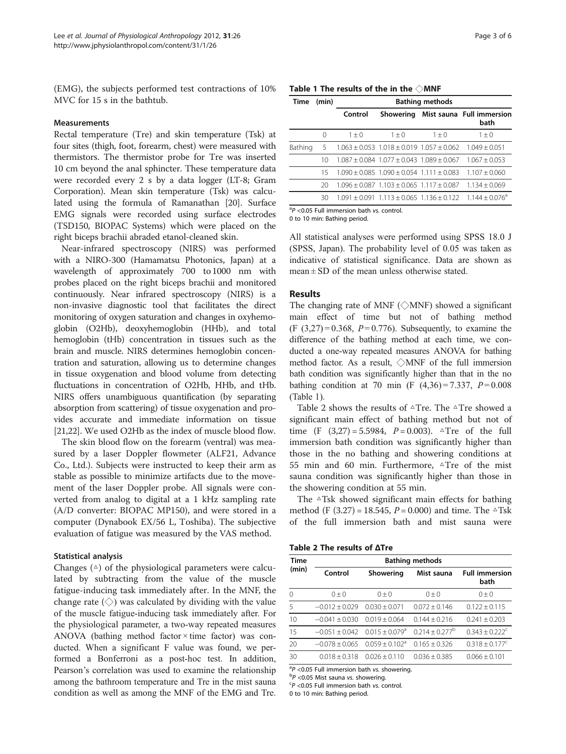(EMG), the subjects performed test contractions of 10% MVC for 15 s in the bathtub.

### Measurements

Rectal temperature (Tre) and skin temperature (Tsk) at four sites (thigh, foot, forearm, chest) were measured with thermistors. The thermistor probe for Tre was inserted 10 cm beyond the anal sphincter. These temperature data were recorded every 2 s by a data logger (LT-8; Gram Corporation). Mean skin temperature (Tsk) was calculated using the formula of Ramanathan [20]. Surface EMG signals were recorded using surface electrodes (TSD150, BIOPAC Systems) which were placed on the right biceps brachii abraded etanol-cleaned skin.

Near-infrared spectroscopy (NIRS) was performed with a NIRO-300 (Hamamatsu Photonics, Japan) at a wavelength of approximately 700 to 1000 nm with probes placed on the right biceps brachii and monitored continuously. Near infrared spectroscopy (NIRS) is a non-invasive diagnostic tool that facilitates the direct monitoring of oxygen saturation and changes in oxyhemoglobin (O2Hb), deoxyhemoglobin (HHb), and total hemoglobin (tHb) concentration in tissues such as the brain and muscle. NIRS determines hemoglobin concentration and saturation, allowing us to determine changes in tissue oxygenation and blood volume from detecting fluctuations in concentration of O2Hb, HHb, and tHb. NIRS offers unambiguous quantification (by separating absorption from scattering) of tissue oxygenation and provides accurate and immediate information on tissue [21,22]. We used O2Hb as the index of muscle blood flow.

The skin blood flow on the forearm (ventral) was measured by a laser Doppler flowmeter (ALF21, Advance Co., Ltd.). Subjects were instructed to keep their arm as stable as possible to minimize artifacts due to the movement of the laser Doppler probe. All signals were converted from analog to digital at a 1 kHz sampling rate (A/D converter: BIOPAC MP150), and were stored in a computer (Dynabook EX/56 L, Toshiba). The subjective evaluation of fatigue was measured by the VAS method.

### Statistical analysis

Changes (△) of the physiological parameters were calculated by subtracting from the value of the muscle fatigue-inducing task immediately after. In the MNF, the change rate (◇) was calculated by dividing with the value of the muscle fatigue-inducing task immediately after. For the physiological parameter, a two-way repeated measures ANOVA (bathing method factor × time factor) was conducted. When a significant F value was found, we performed a Bonferroni as a post-hoc test. In addition, Pearson's correlation was used to examine the relationship among the bathroom temperature and Tre in the mist sauna condition as well as among the MNF of the EMG and Tre.

**Table 1 The results of the in the ◇MNF**

| Time | (min) | Bathing methods | | | |
|---|---|---|---|---|---|
| | | Control | Showering | Mist sauna | Full immersion bath |
| | 0 | 1 ± 0 | 1 ± 0 | 1 ± 0 | 1 ± 0 |
| Bathing | 5 | 1.063 ± 0.053 | 1.018 ± 0.019 | 1.057 ± 0.062 | 1.049 ± 0.051 |
| | 10 | 1.087 ± 0.084 | 1.077 ± 0.043 | 1.089 ± 0.067 | 1.067 ± 0.053 |
| | 15 | 1.090 ± 0.085 | 1.090 ± 0.054 | 1.111 ± 0.083 | 1.107 ± 0.060 |
| | 20 | 1.096 ± 0.087 | 1.103 ± 0.065 | 1.117 ± 0.087 | 1.134 ± 0.069 |
| | 30 | 1.091 ± 0.091 | 1.113 ± 0.065 | 1.136 ± 0.122 | 1.144 ± 0.076[a] |

[a]$P < 0.05$ Full immersion bath *vs.* control.
0 to 10 min: Bathing period.

All statistical analyses were performed using SPSS 18.0 J (SPSS, Japan). The probability level of 0.05 was taken as indicative of statistical significance. Data are shown as mean ± SD of the mean unless otherwise stated.

## Results

The changing rate of MNF (◇MNF) showed a significant main effect of time but not of bathing method ($F(3,27) = 0.368$, $P = 0.776$). Subsequently, to examine the difference of the bathing method at each time, we conducted a one-way repeated measures ANOVA for bathing method factor. As a result, ◇MNF of the full immersion bath condition was significantly higher than that in the no bathing condition at 70 min ($F(4,36) = 7.337$, $P = 0.008$) (Table 1).

Table 2 shows the results of △Tre. The △Tre showed a significant main effect of bathing method but not of time ($F(3,27) = 5.5984$, $P = 0.003$). △Tre of the full immersion bath condition was significantly higher than those in the no bathing and showering conditions at 55 min and 60 min. Furthermore, △Tre of the mist sauna condition was significantly higher than those in the showering condition at 55 min.

The △Tsk showed significant main effects for bathing method ($F(3.27) = 18.545$, $P = 0.000$) and time. The △Tsk of the full immersion bath and mist sauna were

**Table 2 The results of ΔTre**

| Time (min) | Bathing methods | | | |
|---|---|---|---|---|
| | Control | Showering | Mist sauna | Full immersion bath |
| 0 | 0 ± 0 | 0 ± 0 | 0 ± 0 | 0 ± 0 |
| 5 | −0.012 ± 0.029 | 0.030 ± 0.071 | 0.072 ± 0.146 | 0.122 ± 0.115 |
| 10 | −0.041 ± 0.030 | 0.019 ± 0.064 | 0.144 ± 0.216 | 0.241 ± 0.203 |
| 15 | −0.051 ± 0.042 | 0.015 ± 0.079[a] | 0.214 ± 0.277[b] | 0.343 ± 0.222[c] |
| 20 | −0.078 ± 0.065 | 0.059 ± 0.102[a] | 0.165 ± 0.326 | 0.318 ± 0.177[c] |
| 30 | 0.018 ± 0.318 | 0.026 ± 0.110 | 0.036 ± 0.385 | 0.066 ± 0.101 |

[a]$P < 0.05$ Full immersion bath *vs.* showering.
[b]$P < 0.05$ Mist sauna *vs.* showering.
[c]$P < 0.05$ Full immersion bath *vs.* control.
0 to 10 min: Bathing period.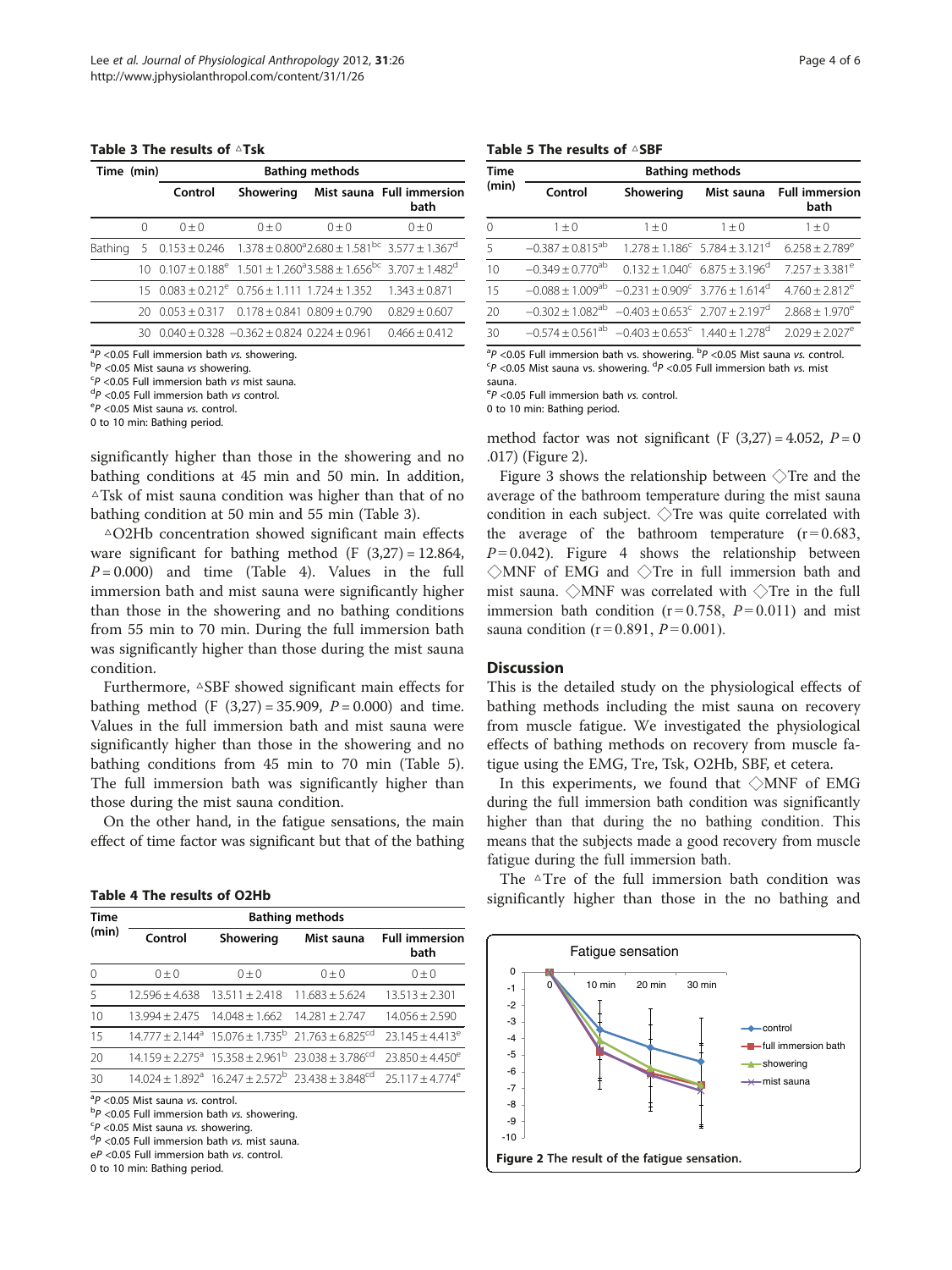**Table 3 The results of △Tsk**

| Time (min) | | Bathing methods | | | |
|---|---|---|---|---|---|
| | | Control | Showering | Mist sauna | Full immersion bath |
| | 0 | 0 ± 0 | 0 ± 0 | 0 ± 0 | 0 ± 0 |
| Bathing | 5 | 0.153 ± 0.246 | 1.378 ± 0.800[a] | 2.680 ± 1.581[bc] | 3.577 ± 1.367[d] |
| | 10 | 0.107 ± 0.188[e] | 1.501 ± 1.260[a] | 3.588 ± 1.656[bc] | 3.707 ± 1.482[d] |
| | 15 | 0.083 ± 0.212[e] | 0.756 ± 1.111 | 1.724 ± 1.352 | 1.343 ± 0.871 |
| | 20 | 0.053 ± 0.317 | 0.178 ± 0.841 | 0.809 ± 0.790 | 0.829 ± 0.607 |
| | 30 | 0.040 ± 0.328 | −0.362 ± 0.824 | 0.224 ± 0.961 | 0.466 ± 0.412 |

[a] $P$ <0.05 Full immersion bath *vs.* showering.
[b] $P$ <0.05 Mist sauna *vs* showering.
[c] $P$ <0.05 Full immersion bath *vs* mist sauna.
[d] $P$ <0.05 Full immersion bath *vs* control.
[e] $P$ <0.05 Mist sauna *vs.* control.
0 to 10 min: Bathing period.

significantly higher than those in the showering and no bathing conditions at 45 min and 50 min. In addition, △Tsk of mist sauna condition was higher than that of no bathing condition at 50 min and 55 min (Table 3).

△O2Hb concentration showed significant main effects ware significant for bathing method ($F$ (3,27) = 12.864, $P$ = 0.000) and time (Table 4). Values in the full immersion bath and mist sauna were significantly higher than those in the showering and no bathing conditions from 55 min to 70 min. During the full immersion bath was significantly higher than those during the mist sauna condition.

Furthermore, △SBF showed significant main effects for bathing method ($F$ (3,27) = 35.909, $P$ = 0.000) and time. Values in the full immersion bath and mist sauna were significantly higher than those in the showering and no bathing conditions from 45 min to 70 min (Table 5). The full immersion bath was significantly higher than those during the mist sauna condition.

On the other hand, in the fatigue sensations, the main effect of time factor was significant but that of the bathing

**Table 4 The results of O2Hb**

| Time (min) | Bathing methods | | | |
|---|---|---|---|---|
| | Control | Showering | Mist sauna | Full immersion bath |
| 0 | 0 ± 0 | 0 ± 0 | 0 ± 0 | 0 ± 0 |
| 5 | 12.596 ± 4.638 | 13.511 ± 2.418 | 11.683 ± 5.624 | 13.513 ± 2.301 |
| 10 | 13.994 ± 2.475 | 14.048 ± 1.662 | 14.281 ± 2.747 | 14.056 ± 2.590 |
| 15 | 14.777 ± 2.144[a] | 15.076 ± 1.735[b] | 21.763 ± 6.825[cd] | 23.145 ± 4.413[e] |
| 20 | 14.159 ± 2.275[a] | 15.358 ± 2.961[b] | 23.038 ± 3.786[cd] | 23.850 ± 4.450[e] |
| 30 | 14.024 ± 1.892[a] | 16.247 ± 2.572[b] | 23.438 ± 3.848[cd] | 25.117 ± 4.774[e] |

[a] $P$ <0.05 Mist sauna *vs.* control.
[b] $P$ <0.05 Full immersion bath *vs.* showering.
[c] $P$ <0.05 Mist sauna vs. showering.
[d] $P$ <0.05 Full immersion bath *vs.* mist sauna.
e$P$ <0.05 Full immersion bath *vs.* control.
0 to 10 min: Bathing period.

**Table 5 The results of △SBF**

| Time (min) | Bathing methods | | | |
|---|---|---|---|---|
| | Control | Showering | Mist sauna | Full immersion bath |
| 0 | 1 ± 0 | 1 ± 0 | 1 ± 0 | 1 ± 0 |
| 5 | −0.387 ± 0.815[ab] | 1.278 ± 1.186[c] | 5.784 ± 3.121[d] | 6.258 ± 2.789[e] |
| 10 | −0.349 ± 0.770[ab] | 0.132 ± 1.040[c] | 6.875 ± 3.196[d] | 7.257 ± 3.381[e] |
| 15 | −0.088 ± 1.009[ab] | −0.231 ± 0.909[c] | 3.776 ± 1.614[d] | 4.760 ± 2.812[e] |
| 20 | −0.302 ± 1.082[ab] | −0.403 ± 0.653[c] | 2.707 ± 2.197[d] | 2.868 ± 1.970[e] |
| 30 | −0.574 ± 0.561[ab] | −0.403 ± 0.653[c] | 1.440 ± 1.278[d] | 2.029 ± 2.027[e] |

[a] $P$ <0.05 Full immersion bath vs. showering. [b] $P$ <0.05 Mist sauna *vs.* control.
[c] $P$ <0.05 Mist sauna vs. showering. [d] $P$ <0.05 Full immersion bath *vs.* mist sauna.
[e] $P$ <0.05 Full immersion bath *vs.* control.
0 to 10 min: Bathing period.

method factor was not significant ($F$ (3,27) = 4.052, $P$ = 0 .017) (Figure 2).

Figure 3 shows the relationship between ◇Tre and the average of the bathroom temperature during the mist sauna condition in each subject. ◇Tre was quite correlated with the average of the bathroom temperature ($r$ = 0.683, $P$ = 0.042). Figure 4 shows the relationship between ◇MNF of EMG and ◇Tre in full immersion bath and mist sauna. ◇MNF was correlated with ◇Tre in the full immersion bath condition ($r$ = 0.758, $P$ = 0.011) and mist sauna condition ($r$ = 0.891, $P$ = 0.001).

## Discussion

This is the detailed study on the physiological effects of bathing methods including the mist sauna on recovery from muscle fatigue. We investigated the physiological effects of bathing methods on recovery from muscle fatigue using the EMG, Tre, Tsk, O2Hb, SBF, et cetera.

In this experiments, we found that ◇MNF of EMG during the full immersion bath condition was significantly higher than that during the no bathing condition. This means that the subjects made a good recovery from muscle fatigue during the full immersion bath.

The △Tre of the full immersion bath condition was significantly higher than those in the no bathing and

**Figure 2** The result of the fatigue sensation.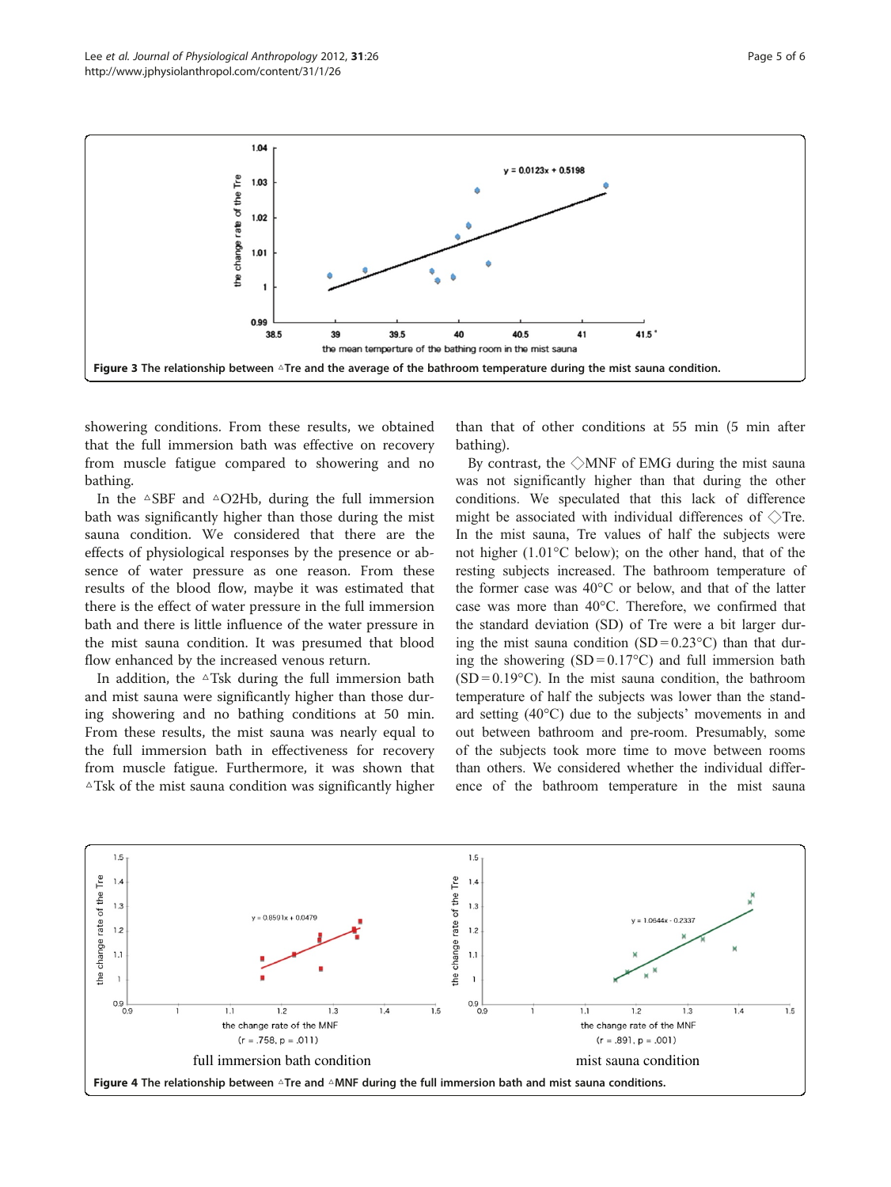Figure 3 The relationship between △Tre and the average of the bathroom temperature during the mist sauna condition.

showering conditions. From these results, we obtained that the full immersion bath was effective on recovery from muscle fatigue compared to showering and no bathing.

In the △SBF and △O2Hb, during the full immersion bath was significantly higher than those during the mist sauna condition. We considered that there are the effects of physiological responses by the presence or absence of water pressure as one reason. From these results of the blood flow, maybe it was estimated that there is the effect of water pressure in the full immersion bath and there is little influence of the water pressure in the mist sauna condition. It was presumed that blood flow enhanced by the increased venous return.

In addition, the △Tsk during the full immersion bath and mist sauna were significantly higher than those during showering and no bathing conditions at 50 min. From these results, the mist sauna was nearly equal to the full immersion bath in effectiveness for recovery from muscle fatigue. Furthermore, it was shown that △Tsk of the mist sauna condition was significantly higher than that of other conditions at 55 min (5 min after bathing).

By contrast, the ◇MNF of EMG during the mist sauna was not significantly higher than that during the other conditions. We speculated that this lack of difference might be associated with individual differences of ◇Tre. In the mist sauna, Tre values of half the subjects were not higher (1.01°C below); on the other hand, that of the resting subjects increased. The bathroom temperature of the former case was 40°C or below, and that of the latter case was more than 40°C. Therefore, we confirmed that the standard deviation (SD) of Tre were a bit larger during the mist sauna condition (SD = 0.23°C) than that during the showering (SD = 0.17°C) and full immersion bath (SD = 0.19°C). In the mist sauna condition, the bathroom temperature of half the subjects was lower than the standard setting (40°C) due to the subjects' movements in and out between bathroom and pre-room. Presumably, some of the subjects took more time to move between rooms than others. We considered whether the individual difference of the bathroom temperature in the mist sauna

Figure 4 The relationship between △Tre and △MNF during the full immersion bath and mist sauna conditions.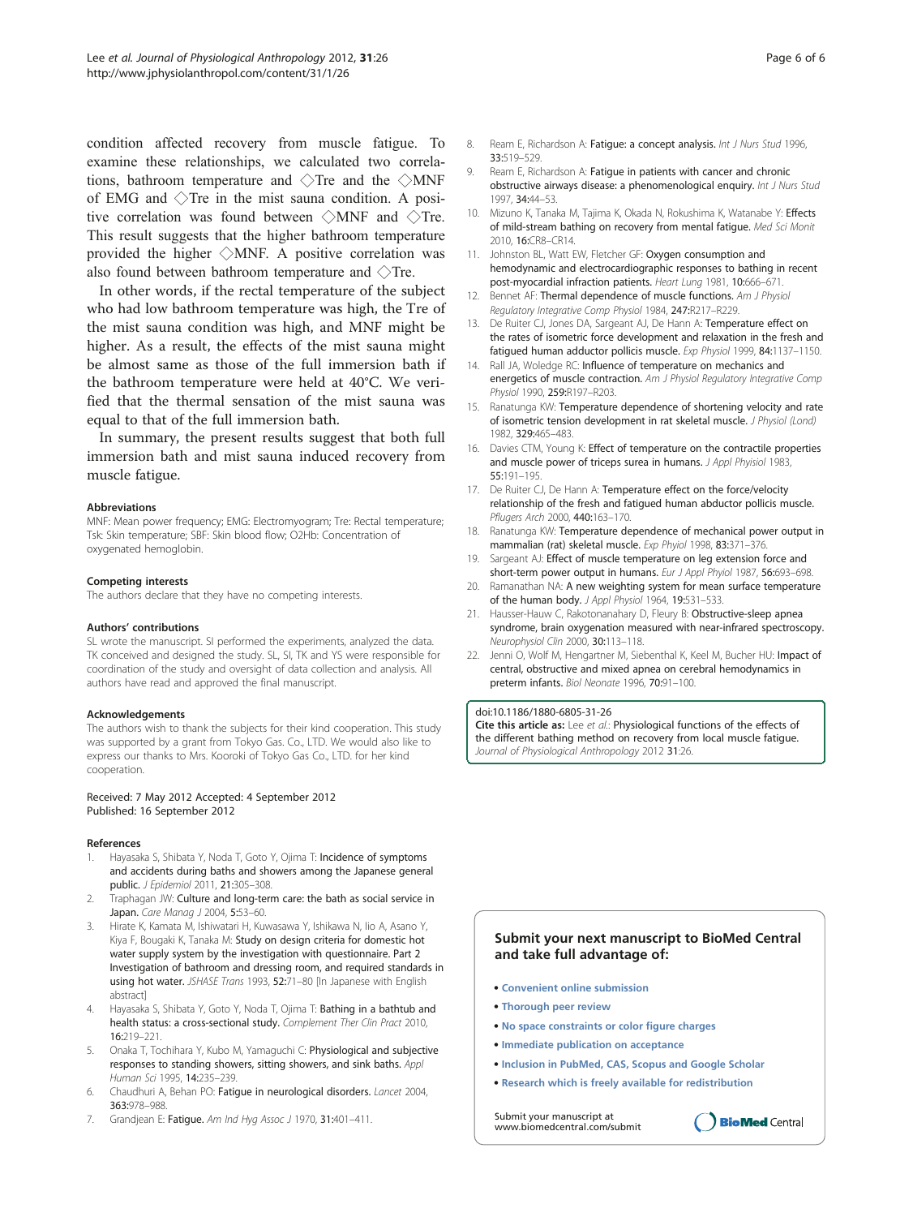condition affected recovery from muscle fatigue. To examine these relationships, we calculated two correlations, bathroom temperature and ◇Tre and the ◇MNF of EMG and ◇Tre in the mist sauna condition. A positive correlation was found between ◇MNF and ◇Tre. This result suggests that the higher bathroom temperature provided the higher ◇MNF. A positive correlation was also found between bathroom temperature and ◇Tre.

In other words, if the rectal temperature of the subject who had low bathroom temperature was high, the Tre of the mist sauna condition was high, and MNF might be higher. As a result, the effects of the mist sauna might be almost same as those of the full immersion bath if the bathroom temperature were held at 40°C. We verified that the thermal sensation of the mist sauna was equal to that of the full immersion bath.

In summary, the present results suggest that both full immersion bath and mist sauna induced recovery from muscle fatigue.

#### Abbreviations

MNF: Mean power frequency; EMG: Electromyogram; Tre: Rectal temperature; Tsk: Skin temperature; SBF: Skin blood flow; O2Hb: Concentration of oxygenated hemoglobin.

#### Competing interests

The authors declare that they have no competing interests.

#### Authors' contributions

SL wrote the manuscript. SI performed the experiments, analyzed the data. TK conceived and designed the study. SL, SI, TK and YS were responsible for coordination of the study and oversight of data collection and analysis. All authors have read and approved the final manuscript.

#### Acknowledgements

The authors wish to thank the subjects for their kind cooperation. This study was supported by a grant from Tokyo Gas. Co., LTD. We would also like to express our thanks to Mrs. Kooroki of Tokyo Gas Co., LTD. for her kind cooperation.

Received: 7 May 2012 Accepted: 4 September 2012
Published: 16 September 2012

#### References

1. Hayasaka S, Shibata Y, Noda T, Goto Y, Ojima T: **Incidence of symptoms and accidents during baths and showers among the Japanese general public.** *J Epidemiol* 2011, **21**:305–308.
2. Traphagan JW: **Culture and long-term care: the bath as social service in Japan.** *Care Manag J* 2004, **5**:53–60.
3. Hirate K, Kamata M, Ishiwatari H, Kuwasawa Y, Ishikawa N, Iio A, Asano Y, Kiya F, Bougaki K, Tanaka M: **Study on design criteria for domestic hot water supply system by the investigation with questionnaire. Part 2 Investigation of bathroom and dressing room, and required standards in using hot water.** *JSHASE Trans* 1993, **52**:71–80 [In Japanese with English abstract]
4. Hayasaka S, Shibata Y, Goto Y, Noda T, Ojima T: **Bathing in a bathtub and health status: a cross-sectional study.** *Complement Ther Clin Pract* 2010, **16**:219–221.
5. Onaka T, Tochihara Y, Kubo M, Yamaguchi C: **Physiological and subjective responses to standing showers, sitting showers, and sink baths.** *Appl Human Sci* 1995, **14**:235–239.
6. Chaudhuri A, Behan PO: **Fatigue in neurological disorders.** *Lancet* 2004, **363**:978–988.
7. Grandjean E: **Fatigue.** *Am Ind Hyg Assoc J* 1970, **31**:401–411.
8. Ream E, Richardson A: **Fatigue: a concept analysis.** *Int J Nurs Stud* 1996, **33**:519–529.
9. Ream E, Richardson A: **Fatigue in patients with cancer and chronic obstructive airways disease: a phenomenological enquiry.** *Int J Nurs Stud* 1997, **34**:44–53.
10. Mizuno K, Tanaka M, Tajima K, Okada N, Rokushima K, Watanabe Y: **Effects of mild-stream bathing on recovery from mental fatigue.** *Med Sci Monit* 2010, **16**:CR8–CR14.
11. Johnston BL, Watt EW, Fletcher GF: **Oxygen consumption and hemodynamic and electrocardiographic responses to bathing in recent post-myocardial infraction patients.** *Heart Lung* 1981, **10**:666–671.
12. Bennet AF: **Thermal dependence of muscle functions.** *Am J Physiol Regulatory Integrative Comp Physiol* 1984, **247**:R217–R229.
13. De Ruiter CJ, Jones DA, Sargeant AJ, De Hann A: **Temperature effect on the rates of isometric force development and relaxation in the fresh and fatigued human adductor pollicis muscle.** *Exp Physiol* 1999, **84**:1137–1150.
14. Rall JA, Woledge RC: **Influence of temperature on mechanics and energetics of muscle contraction.** *Am J Physiol Regulatory Integrative Comp Physiol* 1990, **259**:R197–R203.
15. Ranatunga KW: **Temperature dependence of shortening velocity and rate of isometric tension development in rat skeletal muscle.** *J Physiol (Lond)* 1982, **329**:465–483.
16. Davies CTM, Young K: **Effect of temperature on the contractile properties and muscle power of triceps surea in humans.** *J Appl Phyisiol* 1983, **55**:191–195.
17. De Ruiter CJ, De Hann A: **Temperature effect on the force/velocity relationship of the fresh and fatigued human abductor pollicis muscle.** *Pflugers Arch* 2000, **440**:163–170.
18. Ranatunga KW: **Temperature dependence of mechanical power output in mammalian (rat) skeletal muscle.** *Exp Phyiol* 1998, **83**:371–376.
19. Sargeant AJ: **Effect of muscle temperature on leg extension force and short-term power output in humans.** *Eur J Appl Phyiol* 1987, **56**:693–698.
20. Ramanathan NA: **A new weighting system for mean surface temperature of the human body.** *J Appl Physiol* 1964, **19**:531–533.
21. Hausser-Hauw C, Rakotonanahary D, Fleury B: **Obstructive-sleep apnea syndrome, brain oxygenation measured with near-infrared spectroscopy.** *Neurophysiol Clin* 2000, **30**:113–118.
22. Jenni O, Wolf M, Hengartner M, Siebenthal K, Keel M, Bucher HU: **Impact of central, obstructive and mixed apnea on cerebral hemodynamics in preterm infants.** *Biol Neonate* 1996, **70**:91–100.

doi:10.1186/1880-6805-31-26
**Cite this article as:** Lee *et al.*: Physiological functions of the effects of the different bathing method on recovery from local muscle fatigue. *Journal of Physiological Anthropology* 2012 **31**:26.

**Submit your next manuscript to BioMed Central and take full advantage of:**

- **Convenient online submission**
- **Thorough peer review**
- **No space constraints or color figure charges**
- **Immediate publication on acceptance**
- **Inclusion in PubMed, CAS, Scopus and Google Scholar**
- **Research which is freely available for redistribution**

Submit your manuscript at
www.biomedcentral.com/submit

BioMed Central